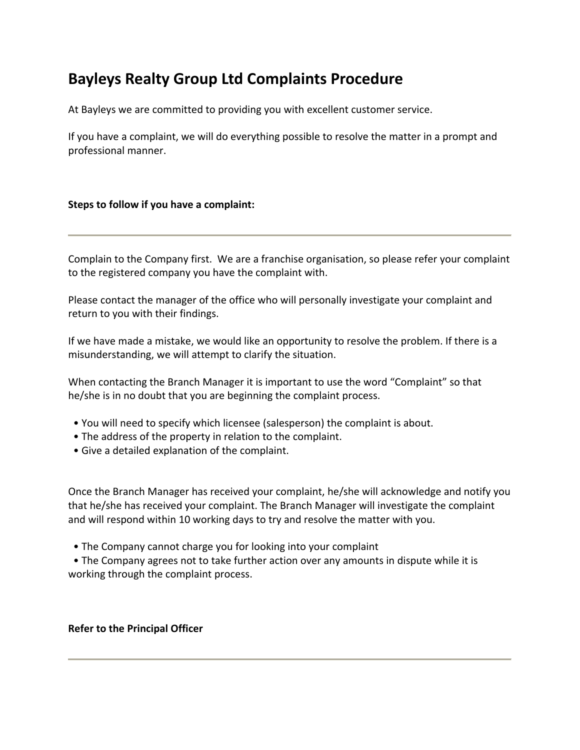# Bayleys Realty Group Ltd Complaints Procedure

At Bayleys we are committed to providing you with excellent customer service.

If you have a complaint, we will do everything possible to resolve the matter in a prompt and professional manner.

**Steps to follow if you have a complaint:**

---

Complain to the Company first. We are a franchise organisation, so please refer your complaint to the registered company you have the complaint with.

Please contact the manager of the office who will personally investigate your complaint and return to you with their findings.

If we have made a mistake, we would like an opportunity to resolve the problem. If there is a misunderstanding, we will attempt to clarify the situation.

When contacting the Branch Manager it is important to use the word "Complaint" so that he/she is in no doubt that you are beginning the complaint process.

- You will need to specify which licensee (salesperson) the complaint is about.
- The address of the property in relation to the complaint.
- Give a detailed explanation of the complaint.

Once the Branch Manager has received your complaint, he/she will acknowledge and notify you that he/she has received your complaint. The Branch Manager will investigate the complaint and will respond within 10 working days to try and resolve the matter with you.

- The Company cannot charge you for looking into your complaint
- The Company agrees not to take further action over any amounts in dispute while it is working through the complaint process.

**Refer to the Principal Officer**

---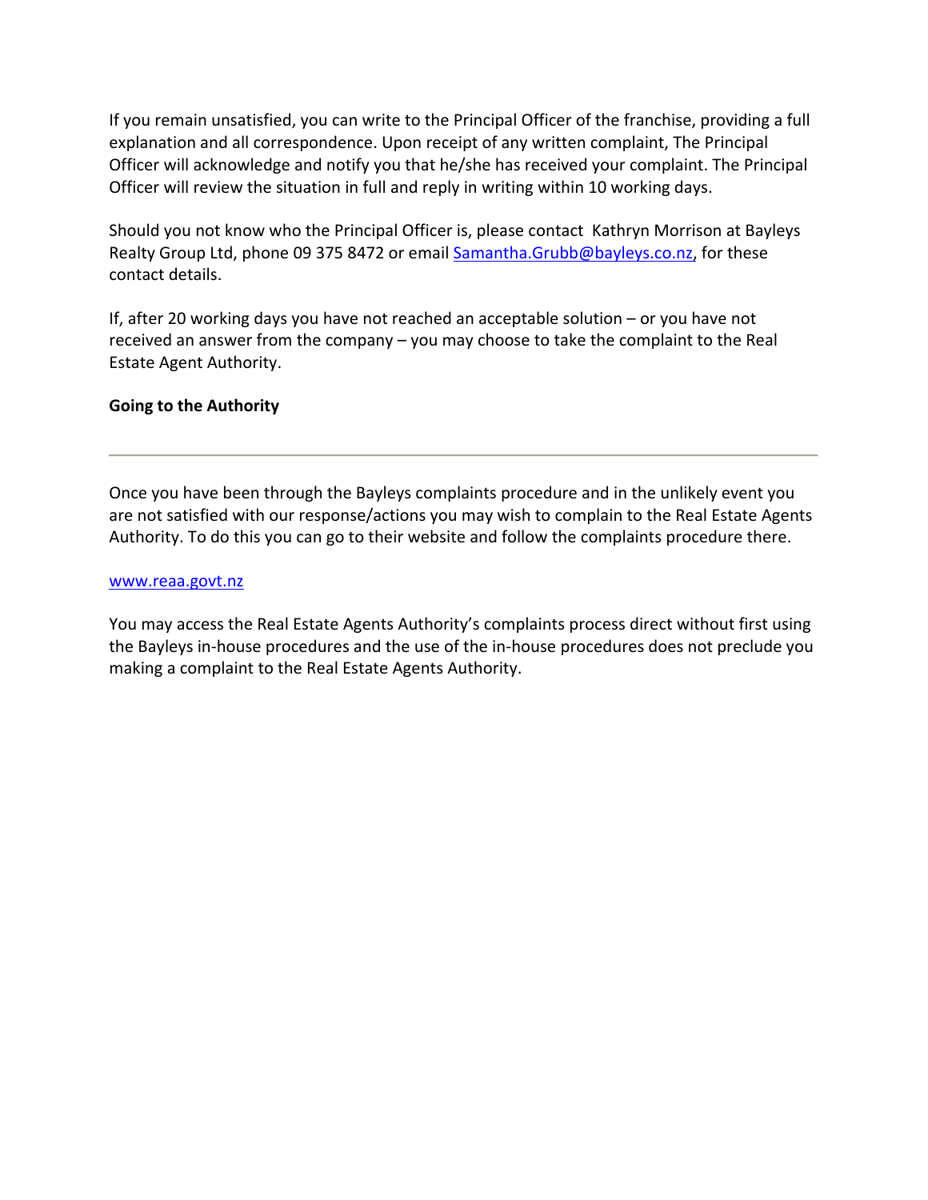If you remain unsatisfied, you can write to the Principal Officer of the franchise, providing a full explanation and all correspondence. Upon receipt of any written complaint, The Principal Officer will acknowledge and notify you that he/she has received your complaint. The Principal Officer will review the situation in full and reply in writing within 10 working days.

Should you not know who the Principal Officer is, please contact Kathryn Morrison at Bayleys Realty Group Ltd, phone 09 375 8472 or email Samantha.Grubb@bayleys.co.nz, for these contact details.

If, after 20 working days you have not reached an acceptable solution – or you have not received an answer from the company – you may choose to take the complaint to the Real Estate Agent Authority.

**Going to the Authority**

---

Once you have been through the Bayleys complaints procedure and in the unlikely event you are not satisfied with our response/actions you may wish to complain to the Real Estate Agents Authority. To do this you can go to their website and follow the complaints procedure there.

www.reaa.govt.nz

You may access the Real Estate Agents Authority's complaints process direct without first using the Bayleys in-house procedures and the use of the in-house procedures does not preclude you making a complaint to the Real Estate Agents Authority.